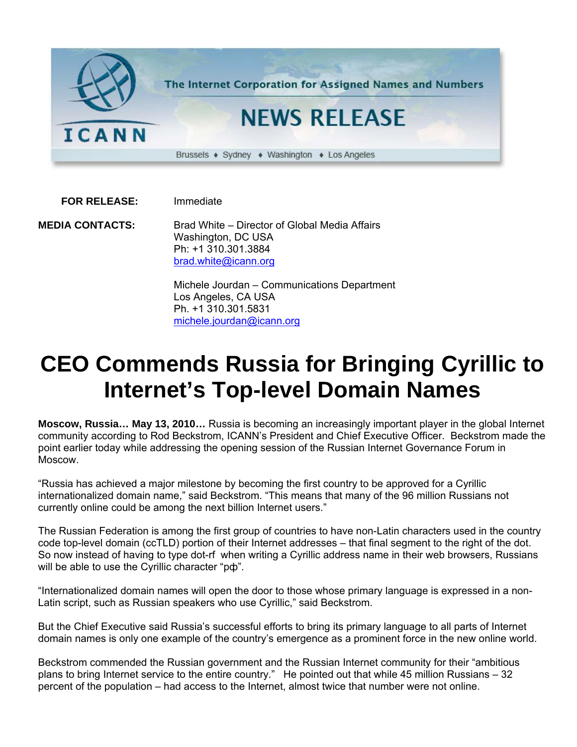The Internet Corporation for Assigned Names and Numbers

**ICANN**

# NEWS RELEASE

Brussels ♦ Sydney ♦ Washington ♦ Los Angeles

**FOR RELEASE:** Immediate

**MEDIA CONTACTS:**

Brad White – Director of Global Media Affairs
Washington, DC USA
Ph: +1 310.301.3884
brad.white@icann.org

Michele Jourdan – Communications Department
Los Angeles, CA USA
Ph. +1 310.301.5831
michele.jourdan@icann.org

# CEO Commends Russia for Bringing Cyrillic to Internet's Top-level Domain Names

**Moscow, Russia… May 13, 2010…** Russia is becoming an increasingly important player in the global Internet community according to Rod Beckstrom, ICANN's President and Chief Executive Officer. Beckstrom made the point earlier today while addressing the opening session of the Russian Internet Governance Forum in Moscow.

"Russia has achieved a major milestone by becoming the first country to be approved for a Cyrillic internationalized domain name," said Beckstrom. "This means that many of the 96 million Russians not currently online could be among the next billion Internet users."

The Russian Federation is among the first group of countries to have non-Latin characters used in the country code top-level domain (ccTLD) portion of their Internet addresses – that final segment to the right of the dot. So now instead of having to type dot-rf when writing a Cyrillic address name in their web browsers, Russians will be able to use the Cyrillic character "рф".

"Internationalized domain names will open the door to those whose primary language is expressed in a non-Latin script, such as Russian speakers who use Cyrillic," said Beckstrom.

But the Chief Executive said Russia's successful efforts to bring its primary language to all parts of Internet domain names is only one example of the country's emergence as a prominent force in the new online world.

Beckstrom commended the Russian government and the Russian Internet community for their "ambitious plans to bring Internet service to the entire country." He pointed out that while 45 million Russians – 32 percent of the population – had access to the Internet, almost twice that number were not online.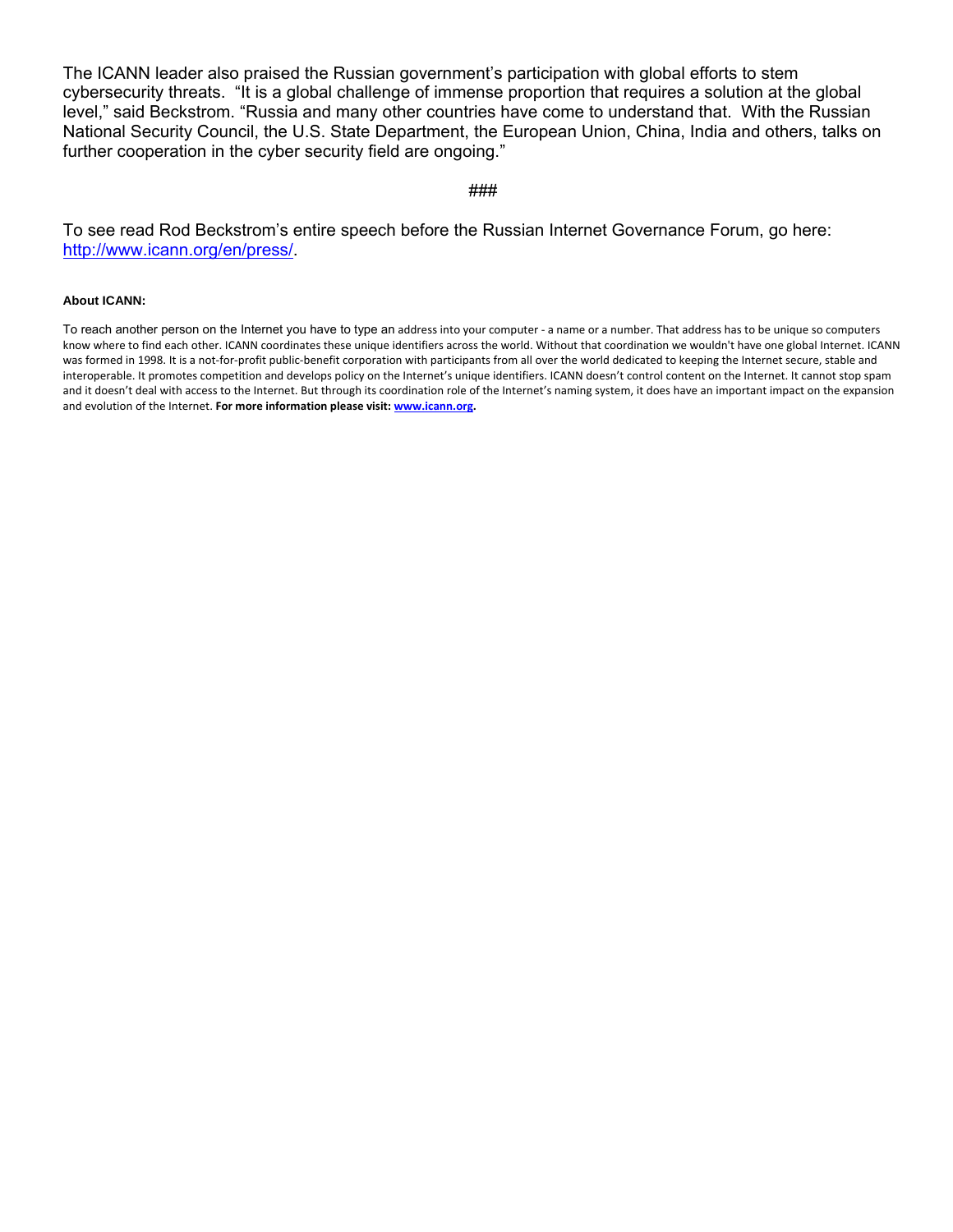The ICANN leader also praised the Russian government's participation with global efforts to stem cybersecurity threats. "It is a global challenge of immense proportion that requires a solution at the global level," said Beckstrom. "Russia and many other countries have come to understand that. With the Russian National Security Council, the U.S. State Department, the European Union, China, India and others, talks on further cooperation in the cyber security field are ongoing."

###

To see read Rod Beckstrom's entire speech before the Russian Internet Governance Forum, go here: http://www.icann.org/en/press/.

**About ICANN:**

To reach another person on the Internet you have to type an address into your computer - a name or a number. That address has to be unique so computers know where to find each other. ICANN coordinates these unique identifiers across the world. Without that coordination we wouldn't have one global Internet. ICANN was formed in 1998. It is a not-for-profit public-benefit corporation with participants from all over the world dedicated to keeping the Internet secure, stable and interoperable. It promotes competition and develops policy on the Internet's unique identifiers. ICANN doesn't control content on the Internet. It cannot stop spam and it doesn't deal with access to the Internet. But through its coordination role of the Internet's naming system, it does have an important impact on the expansion and evolution of the Internet. **For more information please visit: www.icann.org.**